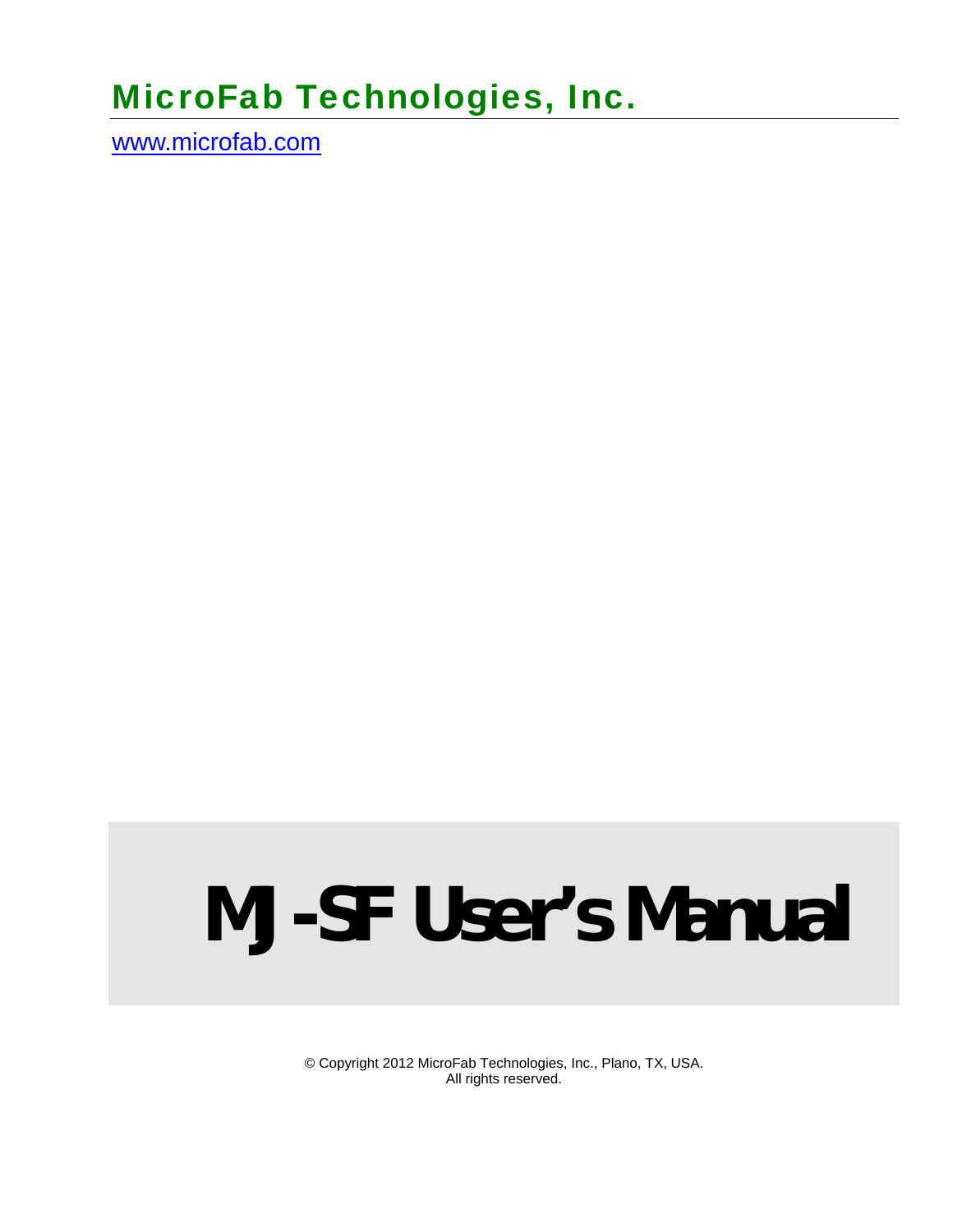## MicroFab Technologies, Inc.

www.microfab.com

# MJ-SF User's Manual

© Copyright 2012 MicroFab Technologies, Inc., Plano, TX, USA.
All rights reserved.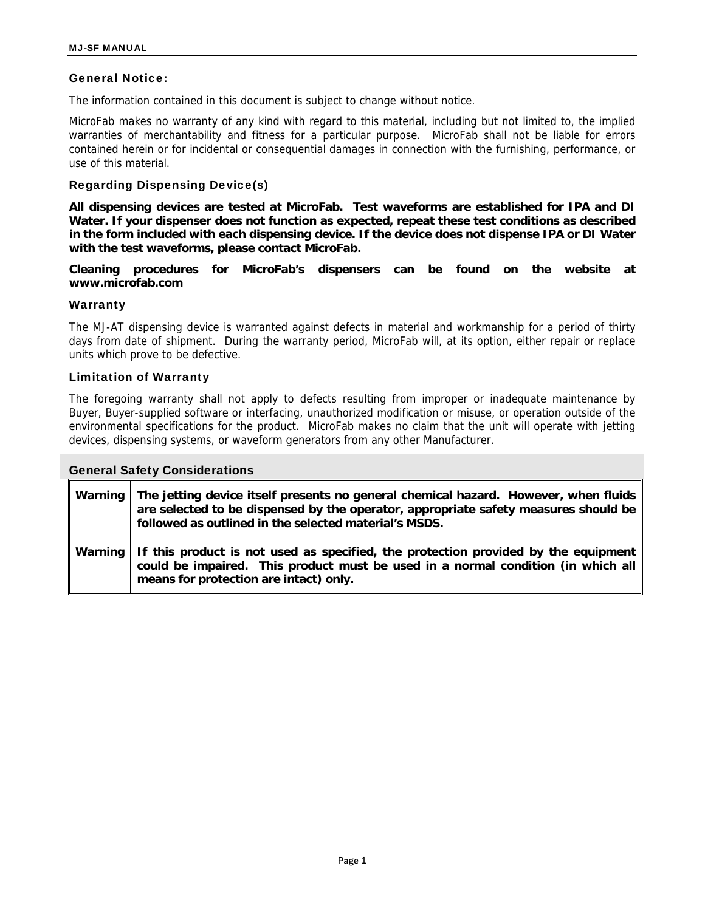### General Notice:

The information contained in this document is subject to change without notice.

MicroFab makes no warranty of any kind with regard to this material, including but not limited to, the implied warranties of merchantability and fitness for a particular purpose. MicroFab shall not be liable for errors contained herein or for incidental or consequential damages in connection with the furnishing, performance, or use of this material.

### Regarding Dispensing Device(s)

**All dispensing devices are tested at MicroFab. Test waveforms are established for IPA and DI Water. If your dispenser does not function as expected, repeat these test conditions as described in the form included with each dispensing device. If the device does not dispense IPA or DI Water with the test waveforms, please contact MicroFab.**

**Cleaning procedures for MicroFab's dispensers can be found on the website at www.microfab.com**

### Warranty

The MJ-AT dispensing device is warranted against defects in material and workmanship for a period of thirty days from date of shipment. During the warranty period, MicroFab will, at its option, either repair or replace units which prove to be defective.

### Limitation of Warranty

The foregoing warranty shall not apply to defects resulting from improper or inadequate maintenance by Buyer, Buyer-supplied software or interfacing, unauthorized modification or misuse, or operation outside of the environmental specifications for the product. MicroFab makes no claim that the unit will operate with jetting devices, dispensing systems, or waveform generators from any other Manufacturer.

### General Safety Considerations

| | |
|---|---|
| Warning | **The jetting device itself presents no general chemical hazard. However, when fluids are selected to be dispensed by the operator, appropriate safety measures should be followed as outlined in the selected material's MSDS.** |
| Warning | **If this product is not used as specified, the protection provided by the equipment could be impaired. This product must be used in a normal condition (in which all means for protection are intact) only.** |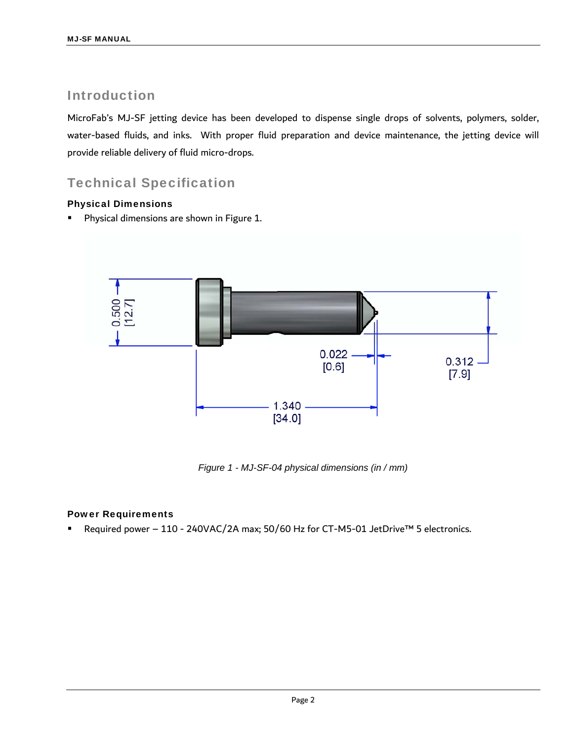## Introduction

MicroFab's MJ-SF jetting device has been developed to dispense single drops of solvents, polymers, solder, water-based fluids, and inks. With proper fluid preparation and device maintenance, the jetting device will provide reliable delivery of fluid micro-drops.

## Technical Specification

### Physical Dimensions

- Physical dimensions are shown in Figure 1.

*Figure 1 - MJ-SF-04 physical dimensions (in / mm)*

### Power Requirements

- Required power – 110 - 240VAC/2A max; 50/60 Hz for CT-M5-01 JetDrive™ 5 electronics.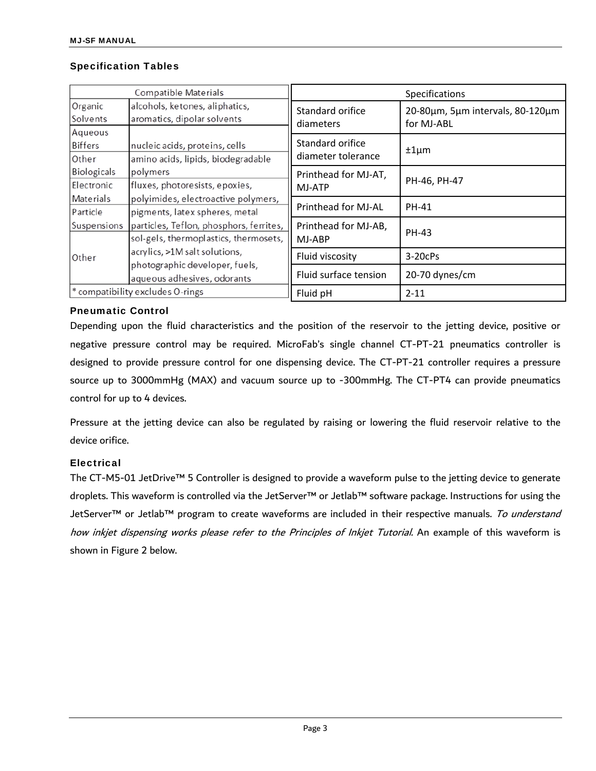## Specification Tables

| Compatible Materials | |
|---|---|
| Organic Solvents | alcohols, ketones, aliphatics, aromatics, dipolar solvents |
| Aqueous Biffers | nucleic acids, proteins, cells |
| Other Biologicals | amino acids, lipids, biodegradable polymers |
| Electronic Materials | fluxes, photoresists, epoxies, polyimides, electroactive polymers, |
| Particle Suspensions | pigments, latex spheres, metal particles, Teflon, phosphors, ferrites, |
| Other | sol-gels, thermoplastics, thermosets, acrylics, >1M salt solutions, photographic developer, fuels, aqueous adhesives, odorants |
| * compatibility excludes O-rings | |

| Specifications | |
|---|---|
| Standard orifice diameters | 20-80µm, 5µm intervals, 80-120µm for MJ-ABL |
| Standard orifice diameter tolerance | ±1µm |
| Printhead for MJ-AT, MJ-ATP | PH-46, PH-47 |
| Printhead for MJ-AL | PH-41 |
| Printhead for MJ-AB, MJ-ABP | PH-43 |
| Fluid viscosity | 3-20cPs |
| Fluid surface tension | 20-70 dynes/cm |
| Fluid pH | 2-11 |

### Pneumatic Control

Depending upon the fluid characteristics and the position of the reservoir to the jetting device, positive or negative pressure control may be required. MicroFab's single channel CT-PT-21 pneumatics controller is designed to provide pressure control for one dispensing device. The CT-PT-21 controller requires a pressure source up to 3000mmHg (MAX) and vacuum source up to -300mmHg. The CT-PT4 can provide pneumatics control for up to 4 devices.

Pressure at the jetting device can also be regulated by raising or lowering the fluid reservoir relative to the device orifice.

### Electrical

The CT-M5-01 JetDrive™ 5 Controller is designed to provide a waveform pulse to the jetting device to generate droplets. This waveform is controlled via the JetServer™ or Jetlab™ software package. Instructions for using the JetServer™ or Jetlab™ program to create waveforms are included in their respective manuals. *To understand how inkjet dispensing works please refer to the Principles of Inkjet Tutorial.* An example of this waveform is shown in Figure 2 below.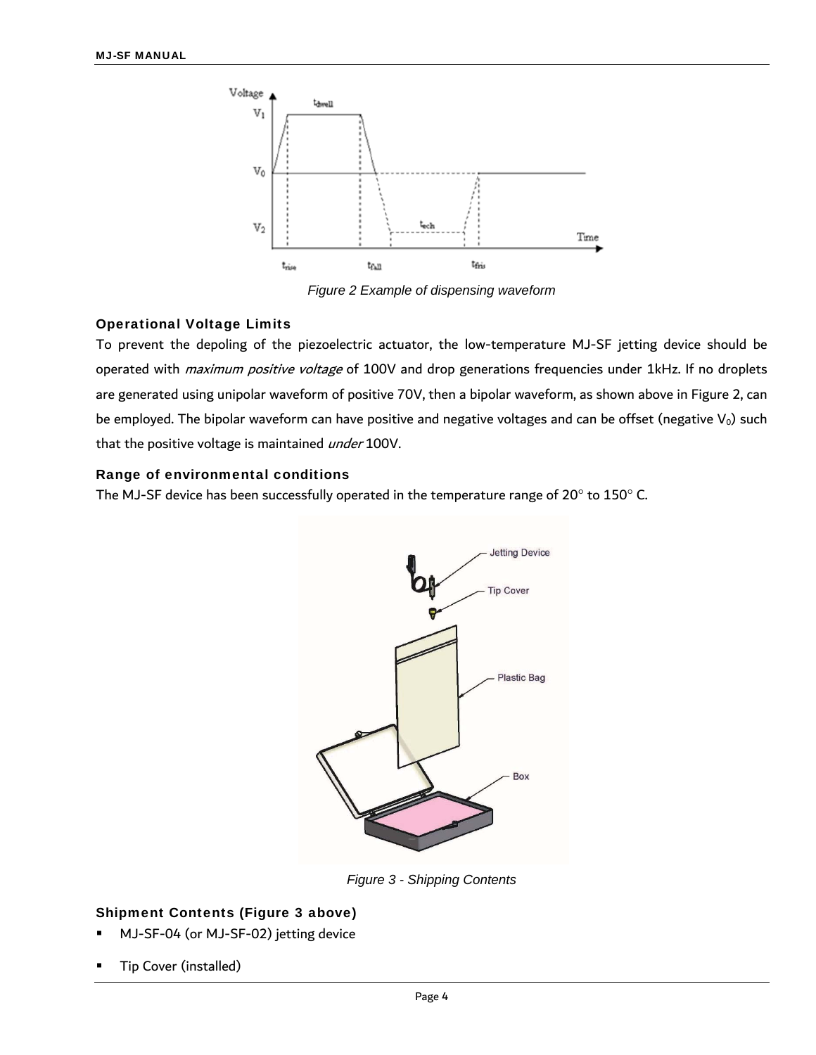Figure 2 Example of dispensing waveform

### Operational Voltage Limits

To prevent the depoling of the piezoelectric actuator, the low-temperature MJ-SF jetting device should be operated with *maximum positive voltage* of 100V and drop generations frequencies under 1kHz. If no droplets are generated using unipolar waveform of positive 70V, then a bipolar waveform, as shown above in Figure 2, can be employed. The bipolar waveform can have positive and negative voltages and can be offset (negative $V_0$) such that the positive voltage is maintained *under* 100V.

### Range of environmental conditions

The MJ-SF device has been successfully operated in the temperature range of 20° to 150° C.

Figure 3 - Shipping Contents

### Shipment Contents (Figure 3 above)

- MJ-SF-04 (or MJ-SF-02) jetting device
- Tip Cover (installed)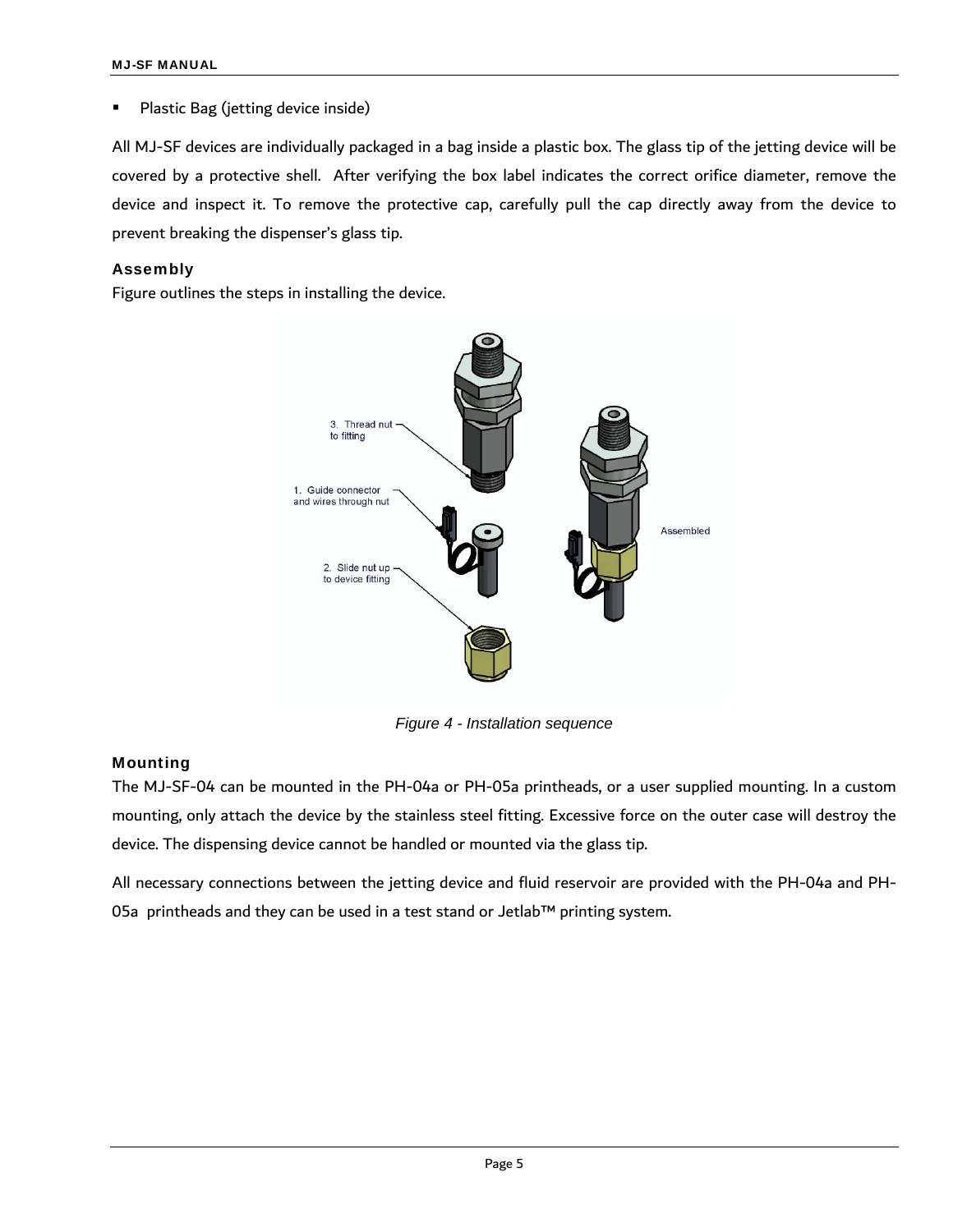- Plastic Bag (jetting device inside)

All MJ-SF devices are individually packaged in a bag inside a plastic box. The glass tip of the jetting device will be covered by a protective shell. After verifying the box label indicates the correct orifice diameter, remove the device and inspect it. To remove the protective cap, carefully pull the cap directly away from the device to prevent breaking the dispenser's glass tip.

### Assembly

Figure outlines the steps in installing the device.

*Figure 4 - Installation sequence*

### Mounting

The MJ-SF-04 can be mounted in the PH-04a or PH-05a printheads, or a user supplied mounting. In a custom mounting, only attach the device by the stainless steel fitting. Excessive force on the outer case will destroy the device. The dispensing device cannot be handled or mounted via the glass tip.

All necessary connections between the jetting device and fluid reservoir are provided with the PH-04a and PH-05a printheads and they can be used in a test stand or Jetlab™ printing system.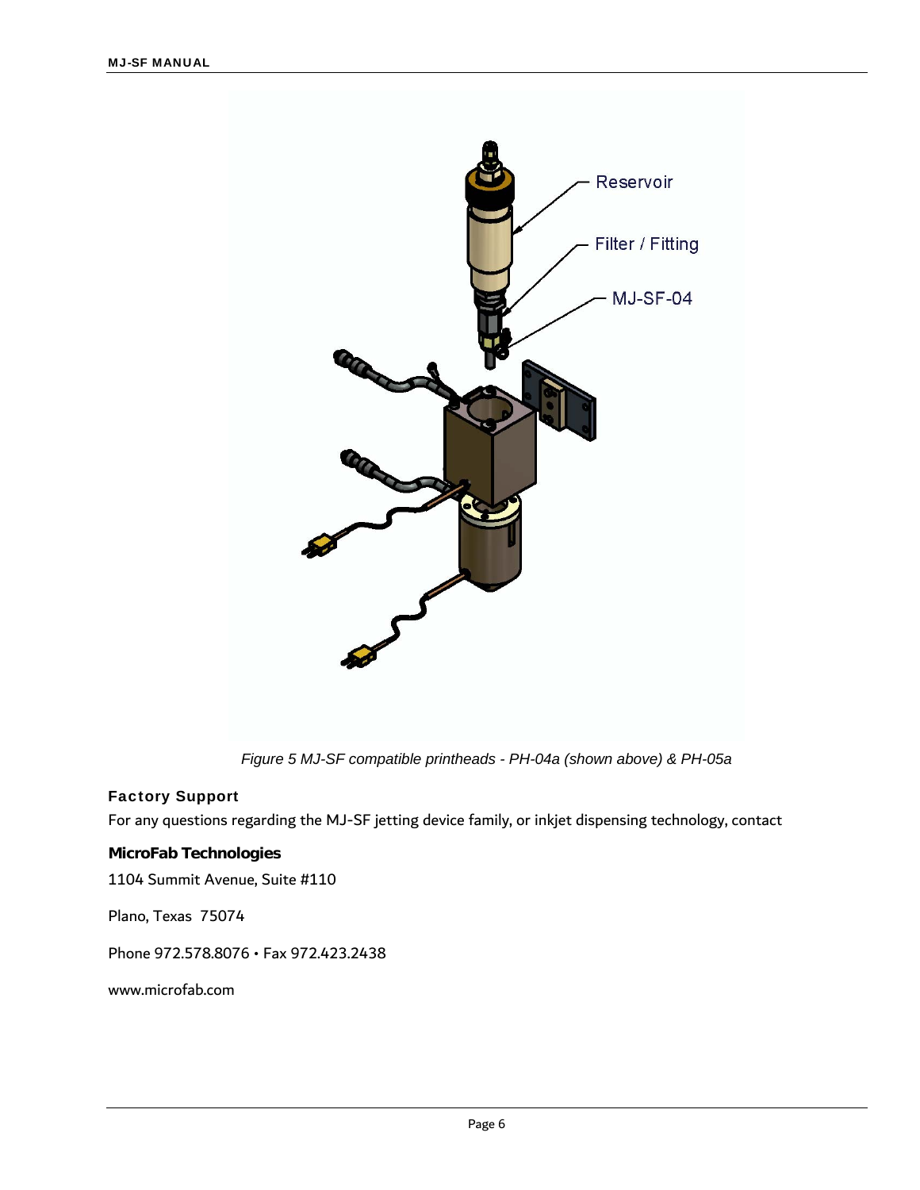Reservoir

Filter / Fitting

MJ-SF-04

*Figure 5 MJ-SF compatible printheads - PH-04a (shown above) & PH-05a*

### Factory Support

For any questions regarding the MJ-SF jetting device family, or inkjet dispensing technology, contact

**MicroFab Technologies**

1104 Summit Avenue, Suite #110

Plano, Texas 75074

Phone 972.578.8076 • Fax 972.423.2438

www.microfab.com